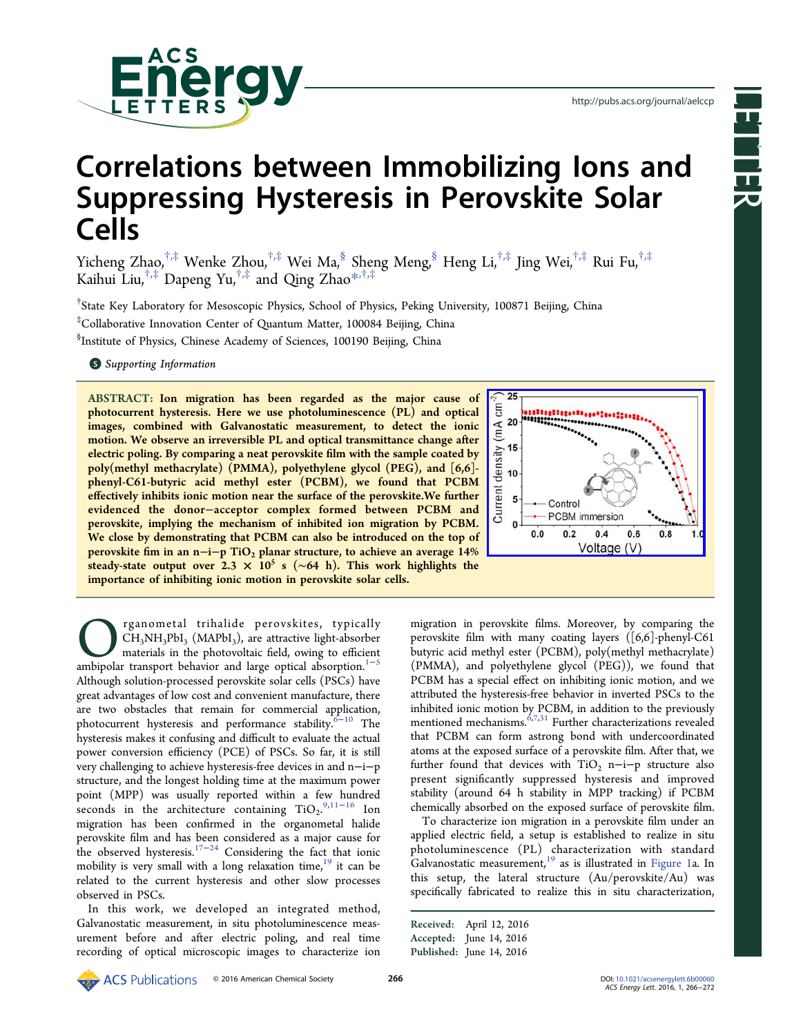# Correlations between Immobilizing Ions and Suppressing Hysteresis in Perovskite Solar Cells

Yicheng Zhao,[†,‡] Wenke Zhou,[†,‡] Wei Ma,[§] Sheng Meng,[§] Heng Li,[†,‡] Jing Wei,[†,‡] Rui Fu,[†,‡] Kaihui Liu,[†,‡] Dapeng Yu,[†,‡] and Qing Zhao*[,†,‡]

[†]State Key Laboratory for Mesoscopic Physics, School of Physics, Peking University, 100871 Beijing, China

[‡]Collaborative Innovation Center of Quantum Matter, 100084 Beijing, China

[§]Institute of Physics, Chinese Academy of Sciences, 100190 Beijing, China

*Supporting Information*

**ABSTRACT:** **Ion migration has been regarded as the major cause of photocurrent hysteresis. Here we use photoluminescence (PL) and optical images, combined with Galvanostatic measurement, to detect the ionic motion. We observe an irreversible PL and optical transmittance change after electric poling. By comparing a neat perovskite film with the sample coated by poly(methyl methacrylate) (PMMA), polyethylene glycol (PEG), and [6,6]-phenyl-C61-butyric acid methyl ester (PCBM), we found that PCBM effectively inhibits ionic motion near the surface of the perovskite.We further evidenced the donor−acceptor complex formed between PCBM and perovskite, implying the mechanism of inhibited ion migration by PCBM. We close by demonstrating that PCBM can also be introduced on the top of perovskite fim in an n−i−p $TiO_2$ planar structure, to achieve an average 14% steady-state output over $2.3 \times 10^5$ s (~64 h). This work highlights the importance of inhibiting ionic motion in perovskite solar cells.**

Organometal trihalide perovskites, typically $CH_3NH_3PbI_3$ ($MAPbI_3$), are attractive light-absorber materials in the photovoltaic field, owing to efficient ambipolar transport behavior and large optical absorption.[1−5] Although solution-processed perovskite solar cells (PSCs) have great advantages of low cost and convenient manufacture, there are two obstacles that remain for commercial application, photocurrent hysteresis and performance stability.[6−10] The hysteresis makes it confusing and difficult to evaluate the actual power conversion efficiency (PCE) of PSCs. So far, it is still very challenging to achieve hysteresis-free devices in and n−i−p structure, and the longest holding time at the maximum power point (MPP) was usually reported within a few hundred seconds in the architecture containing $TiO_2$.[9,11−16] Ion migration has been confirmed in the organometal halide perovskite film and has been considered as a major cause for the observed hysteresis.[17−24] Considering the fact that ionic mobility is very small with a long relaxation time,[19] it can be related to the current hysteresis and other slow processes observed in PSCs.

In this work, we developed an integrated method, Galvanostatic measurement, in situ photoluminescence measurement before and after electric poling, and real time recording of optical microscopic images to characterize ion migration in perovskite films. Moreover, by comparing the perovskite film with many coating layers ([6,6]-phenyl-C61 butyric acid methyl ester (PCBM), poly(methyl methacrylate) (PMMA), and polyethylene glycol (PEG)), we found that PCBM has a special effect on inhibiting ionic motion, and we attributed the hysteresis-free behavior in inverted PSCs to the inhibited ionic motion by PCBM, in addition to the previously mentioned mechanisms.[6,7,31] Further characterizations revealed that PCBM can form astrong bond with undercoordinated atoms at the exposed surface of a perovskite film. After that, we further found that devices with $TiO_2$ n−i−p structure also present significantly suppressed hysteresis and improved stability (around 64 h stability in MPP tracking) if PCBM chemically absorbed on the exposed surface of perovskite film.

To characterize ion migration in a perovskite film under an applied electric field, a setup is established to realize in situ photoluminescence (PL) characterization with standard Galvanostatic measurement,[19] as is illustrated in Figure 1a. In this setup, the lateral structure (Au/perovskite/Au) was specifically fabricated to realize this in situ characterization,

Received: April 12, 2016
Accepted: June 14, 2016
Published: June 14, 2016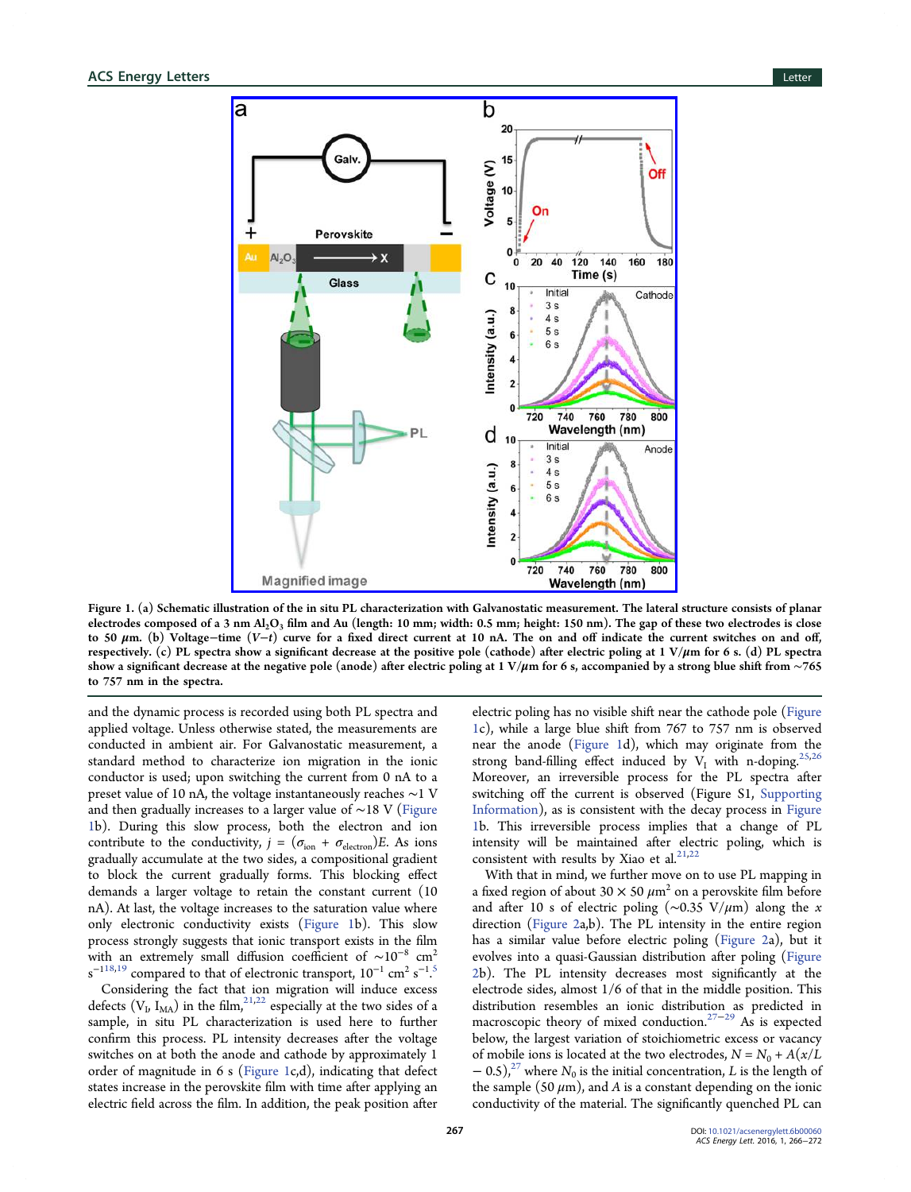Figure 1. (a) Schematic illustration of the in situ PL characterization with Galvanostatic measurement. The lateral structure consists of planar electrodes composed of a 3 nm $Al_2O_3$ film and Au (length: 10 mm; width: 0.5 mm; height: 150 nm). The gap of these two electrodes is close to 50 $\mu$m. (b) Voltage−time ($V$−$t$) curve for a fixed direct current at 10 nA. The on and off indicate the current switches on and off, respectively. (c) PL spectra show a significant decrease at the positive pole (cathode) after electric poling at 1 V/$\mu$m for 6 s. (d) PL spectra show a significant decrease at the negative pole (anode) after electric poling at 1 V/$\mu$m for 6 s, accompanied by a strong blue shift from ~765 to 757 nm in the spectra.

and the dynamic process is recorded using both PL spectra and applied voltage. Unless otherwise stated, the measurements are conducted in ambient air. For Galvanostatic measurement, a standard method to characterize ion migration in the ionic conductor is used; upon switching the current from 0 nA to a preset value of 10 nA, the voltage instantaneously reaches ~1 V and then gradually increases to a larger value of ~18 V (Figure 1b). During this slow process, both the electron and ion contribute to the conductivity, $j = (\sigma_{ion} + \sigma_{electron})E$. As ions gradually accumulate at the two sides, a compositional gradient to block the current gradually forms. This blocking effect demands a larger voltage to retain the constant current (10 nA). At last, the voltage increases to the saturation value where only electronic conductivity exists (Figure 1b). This slow process strongly suggests that ionic transport exists in the film with an extremely small diffusion coefficient of ~$10^{-8}$ $cm^2$ $s^{-1}$[18,19] compared to that of electronic transport, $10^{-1}$ $cm^2$ $s^{-1}$.[5]

Considering the fact that ion migration will induce excess defects ($V_I$, $I_{MA}$) in the film,[21,22] especially at the two sides of a sample, in situ PL characterization is used here to further confirm this process. PL intensity decreases after the voltage switches on at both the anode and cathode by approximately 1 order of magnitude in 6 s (Figure 1c,d), indicating that defect states increase in the perovskite film with time after applying an electric field across the film. In addition, the peak position after electric poling has no visible shift near the cathode pole (Figure 1c), while a large blue shift from 767 to 757 nm is observed near the anode (Figure 1d), which may originate from the strong band-filling effect induced by $V_I$ with n-doping.[25,26] Moreover, an irreversible process for the PL spectra after switching off the current is observed (Figure S1, Supporting Information), as is consistent with the decay process in Figure 1b. This irreversible process implies that a change of PL intensity will be maintained after electric poling, which is consistent with results by Xiao et al.[21,22]

With this in mind, we further move on to use PL mapping in a fixed region of about 30 × 50 $\mu m^2$ on a perovskite film before and after 10 s of electric poling (~0.35 V/$\mu$m) along the $x$ direction (Figure 2a,b). The PL intensity in the entire region has a similar value before electric poling (Figure 2a), but it evolves into a quasi-Gaussian distribution after poling (Figure 2b). The PL intensity decreases most significantly at the electrode sides, almost 1/6 of that in the middle position. This distribution resembles an ionic distribution as predicted in macroscopic theory of mixed conduction.[27−29] As is expected below, the largest variation of stoichiometric excess or vacancy of mobile ions is located at the two electrodes, $N = N_0 + A(x/L - 0.5)$,[27] where $N_0$ is the initial concentration, $L$ is the length of the sample (50 $\mu$m), and $A$ is a constant depending on the ionic conductivity of the material. The significantly quenched PL can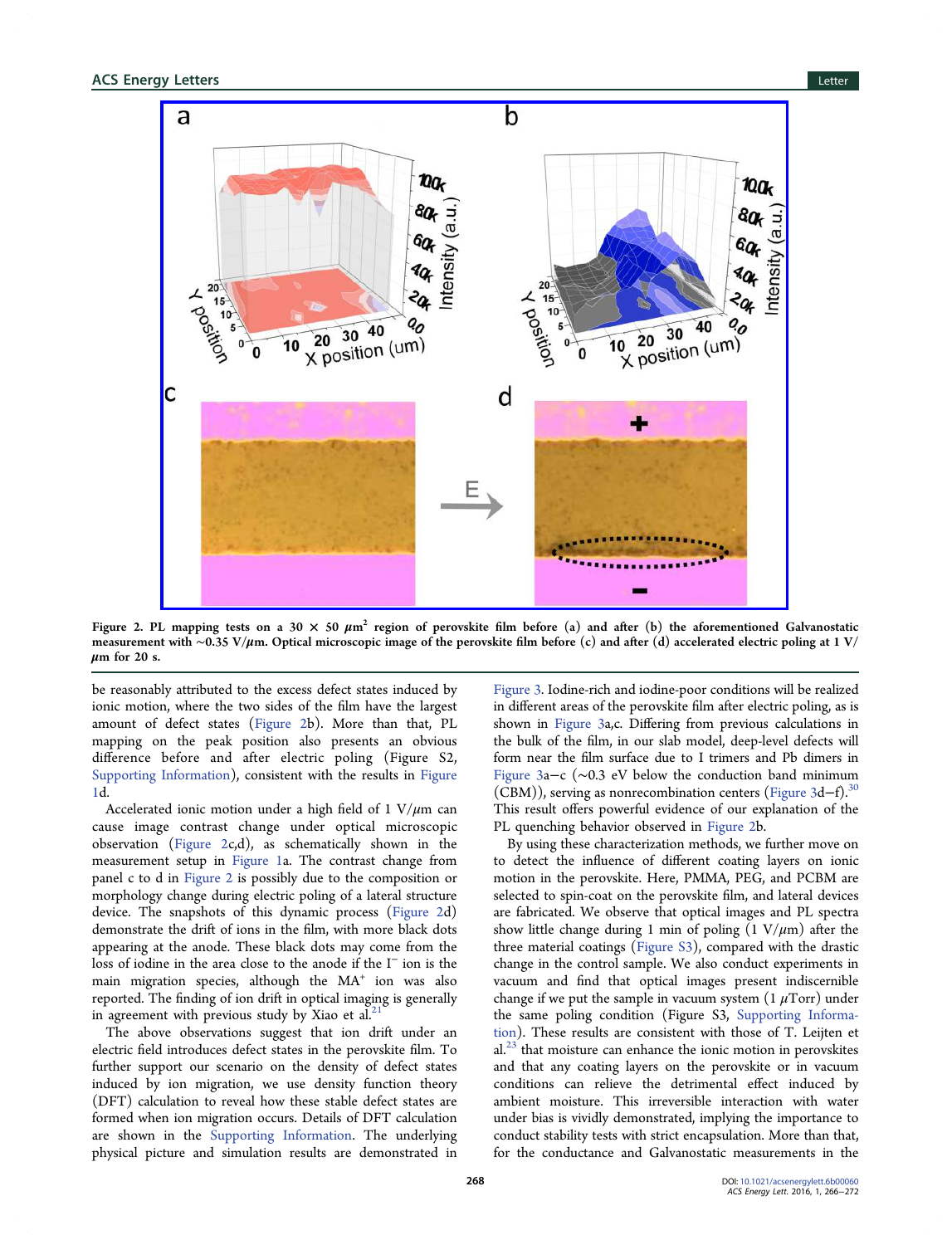Figure 2. PL mapping tests on a 30 × 50 $\mu m^2$ region of perovskite film before (a) and after (b) the aforementioned Galvanostatic measurement with ~0.35 V/$\mu$m. Optical microscopic image of the perovskite film before (c) and after (d) accelerated electric poling at 1 V/$\mu$m for 20 s.

be reasonably attributed to the excess defect states induced by ionic motion, where the two sides of the film have the largest amount of defect states (Figure 2b). More than that, PL mapping on the peak position also presents an obvious difference before and after electric poling (Figure S2, Supporting Information), consistent with the results in Figure 1d.

Accelerated ionic motion under a high field of 1 V/$\mu$m can cause image contrast change under optical microscopic observation (Figure 2c,d), as schematically shown in the measurement setup in Figure 1a. The contrast change from panel c to d in Figure 2 is possibly due to the composition or morphology change during electric poling of a lateral structure device. The snapshots of this dynamic process (Figure 2d) demonstrate the drift of ions in the film, with more black dots appearing at the anode. These black dots may come from the loss of iodine in the area close to the anode if the $I^-$ ion is the main migration species, although the $MA^+$ ion was also reported. The finding of ion drift in optical imaging is generally in agreement with previous study by Xiao et al.[21]

The above observations suggest that ion drift under an electric field introduces defect states in the perovskite film. To further support our scenario on the density of defect states induced by ion migration, we use density function theory (DFT) calculation to reveal how these stable defect states are formed when ion migration occurs. Details of DFT calculation are shown in the Supporting Information. The underlying physical picture and simulation results are demonstrated in Figure 3. Iodine-rich and iodine-poor conditions will be realized in different areas of the perovskite film after electric poling, as is shown in Figure 3a,c. Differing from previous calculations in the bulk of the film, in our slab model, deep-level defects will form near the film surface due to I trimers and Pb dimers in Figure 3a−c (~0.3 eV below the conduction band minimum (CBM)), serving as nonrecombination centers (Figure 3d−f).[30] This result offers powerful evidence of our explanation of the PL quenching behavior observed in Figure 2b.

By using these characterization methods, we further move on to detect the influence of different coating layers on ionic motion in the perovskite. Here, PMMA, PEG, and PCBM are selected to spin-coat on the perovskite film, and lateral devices are fabricated. We observe that optical images and PL spectra show little change during 1 min of poling (1 V/$\mu$m) after the three material coatings (Figure S3), compared with the drastic change in the control sample. We also conduct experiments in vacuum and find that optical images present indiscernible change if we put the sample in vacuum system (1 $\mu$Torr) under the same poling condition (Figure S3, Supporting Information). These results are consistent with those of T. Leijten et al.[23] that moisture can enhance the ionic motion in perovskites and that any coating layers on the perovskite or in vacuum conditions can relieve the detrimental effect induced by ambient moisture. This irreversible interaction with water under bias is vividly demonstrated, implying the importance to conduct stability tests with strict encapsulation. More than that, for the conductance and Galvanostatic measurements in the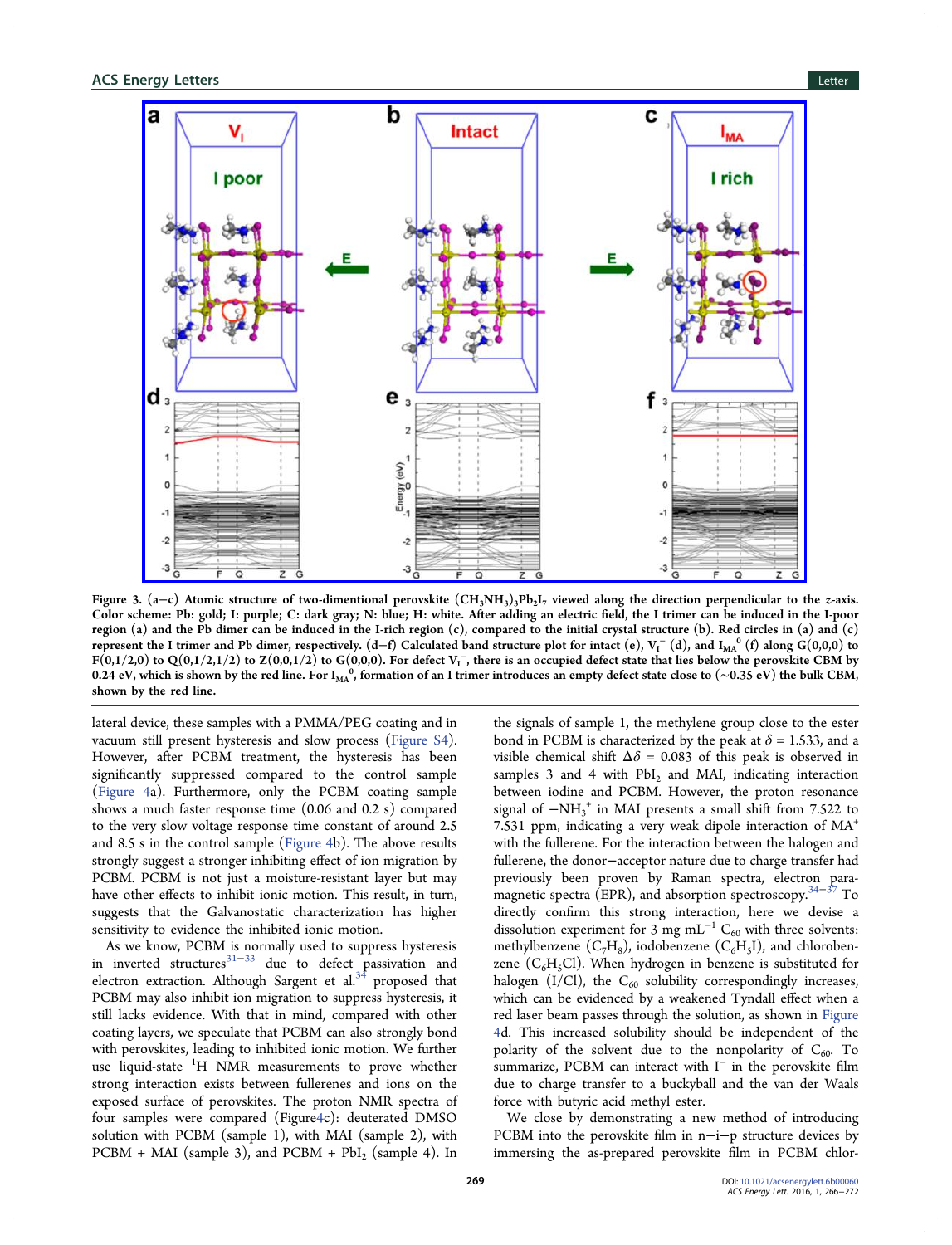Figure 3. (a−c) Atomic structure of two-dimentional perovskite $(CH_3NH_3)_3Pb_2I_7$ viewed along the direction perpendicular to the z-axis. Color scheme: Pb: gold; I: purple; C: dark gray; N: blue; H: white. After adding an electric field, the I trimer can be induced in the I-poor region (a) and the Pb dimer can be induced in the I-rich region (c), compared to the initial crystal structure (b). Red circles in (a) and (c) represent the I trimer and Pb dimer, respectively. (d−f) Calculated band structure plot for intact (e), $V_I^-$ (d), and $I_{MA}^0$ (f) along G(0,0,0) to F(0,1/2,0) to Q(0,1/2,1/2) to Z(0,0,1/2) to G(0,0,0). For defect $V_I^-$, there is an occupied defect state that lies below the perovskite CBM by 0.24 eV, which is shown by the red line. For $I_{MA}^0$, formation of an I trimer introduces an empty defect state close to (~0.35 eV) the bulk CBM, shown by the red line.

lateral device, these samples with a PMMA/PEG coating and in vacuum still present hysteresis and slow process (Figure S4). However, after PCBM treatment, the hysteresis has been significantly suppressed compared to the control sample (Figure 4a). Furthermore, only the PCBM coating sample shows a much faster response time (0.06 and 0.2 s) compared to the very slow voltage response time constant of around 2.5 and 8.5 s in the control sample (Figure 4b). The above results strongly suggest a stronger inhibiting effect of ion migration by PCBM. PCBM is not just a moisture-resistant layer but may have other effects to inhibit ionic motion. This result, in turn, suggests that the Galvanostatic characterization has higher sensitivity to evidence the inhibited ionic motion.

As we know, PCBM is normally used to suppress hysteresis in inverted structures[31−33] due to defect passivation and electron extraction. Although Sargent et al.[34] proposed that PCBM may also inhibit ion migration to suppress hysteresis, it still lacks evidence. With that in mind, compared with other coating layers, we speculate that PCBM can also strongly bond with perovskites, leading to inhibited ionic motion. We further use liquid-state $^1H$ NMR measurements to prove whether strong interaction exists between fullerenes and ions on the exposed surface of perovskites. The proton NMR spectra of four samples were compared (Figure4c): deuterated DMSO solution with PCBM (sample 1), with MAI (sample 2), with PCBM + MAI (sample 3), and PCBM + $PbI_2$ (sample 4). In the signals of sample 1, the methylene group close to the ester bond in PCBM is characterized by the peak at $\delta = 1.533$, and a visible chemical shift $\Delta\delta = 0.083$ of this peak is observed in samples 3 and 4 with $PbI_2$ and MAI, indicating interaction between iodine and PCBM. However, the proton resonance signal of $-NH_3^+$ in MAI presents a small shift from 7.522 to 7.531 ppm, indicating a very weak dipole interaction of $MA^+$ with the fullerene. For the interaction between the halogen and fullerene, the donor−acceptor nature due to charge transfer had previously been proven by Raman spectra, electron paramagnetic spectra (EPR), and absorption spectroscopy.[34−37] To directly confirm this strong interaction, here we devise a dissolution experiment for 3 mg $mL^{-1}$ $C_{60}$ with three solvents: methylbenzene ($C_7H_8$), iodobenzene ($C_6H_5I$), and chlorobenzene ($C_6H_5Cl$). When hydrogen in benzene is substituted for halogen (I/Cl), the $C_{60}$ solubility correspondingly increases, which can be evidenced by a weakened Tyndall effect when a red laser beam passes through the solution, as shown in Figure 4d. This increased solubility should be independent of the polarity of the solvent due to the nonpolarity of $C_{60}$. To summarize, PCBM can interact with $I^-$ in the perovskite film due to charge transfer to a buckyball and the van der Waals force with butyric acid methyl ester.

We close by demonstrating a new method of introducing PCBM into the perovskite film in n−i−p structure devices by immersing the as-prepared perovskite film in PCBM chlor-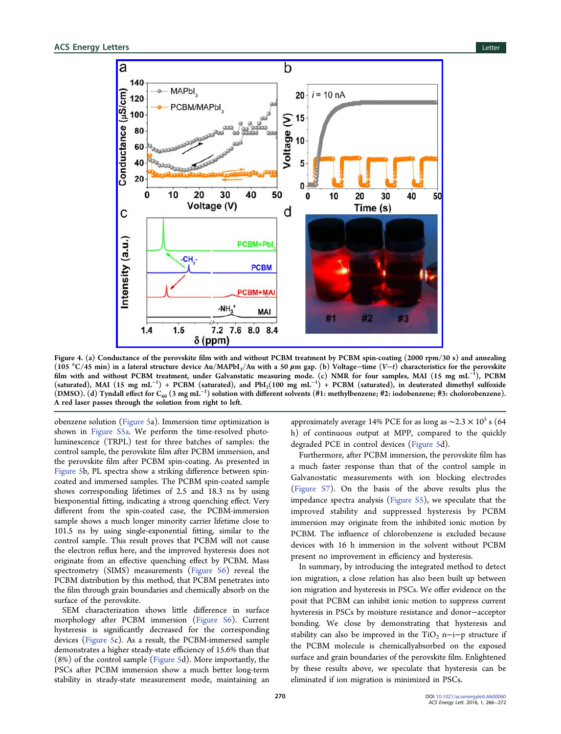**Figure 4.** (a) Conductance of the perovskite film with and without PCBM treatment by PCBM spin-coating (2000 rpm/30 s) and annealing (105 °C/45 min) in a lateral structure device Au/$MAPbI_3$/Au with a 50 $\mu$m gap. (b) Voltage−time ($V$−$t$) characteristics for the perovskite film with and without PCBM treatment, under Galvanstatic measuring mode. (c) NMR for four samples, MAI (15 mg $mL^{-1}$), PCBM (saturated), MAI (15 mg $mL^{-1}$) + PCBM (saturated), and $PbI_2$(100 mg $mL^{-1}$) + PCBM (saturated), in deuterated dimethyl sulfoxide (DMSO). (d) Tyndall effect for $C_{60}$ (3 mg $mL^{-1}$) solution with different solvents (#1: methylbenzene; #2: iodobenzene; #3: cholorobenzene). A red laser passes through the solution from right to left.

obenzene solution (Figure 5a). Immersion time optimization is shown in Figure S5a. We perform the time-resolved photoluminescence (TRPL) test for three batches of samples: the control sample, the perovskite film after PCBM immersion, and the perovskite film after PCBM spin-coating. As presented in Figure 5b, PL spectra show a striking difference between spin-coated and immersed samples. The PCBM spin-coated sample shows corresponding lifetimes of 2.5 and 18.3 ns by using biexponential fitting, indicating a strong quenching effect. Very different from the spin-coated case, the PCBM-immersion sample shows a much longer minority carrier lifetime close to 101.5 ns by using single-exponential fitting, similar to the control sample. This result proves that PCBM will not cause the electron reflux here, and the improved hysteresis does not originate from an effective quenching effect by PCBM. Mass spectrometry (SIMS) measurements (Figure S6) reveal the PCBM distribution by this method, that PCBM penetrates into the film through grain boundaries and chemically absorb on the surface of the perovskite.

SEM characterization shows little difference in surface morphology after PCBM immersion (Figure S6). Current hysteresis is significantly decreased for the corresponding devices (Figure 5c). As a result, the PCBM-immersed sample demonstrates a higher steady-state efficiency of 15.6% than that (8%) of the control sample (Figure 5d). More importantly, the PSCs after PCBM immersion show a much better long-term stability in steady-state measurement mode, maintaining an approximately average 14% PCE for as long as ~$2.3 \times 10^5$ s (64 h) of continuous output at MPP, compared to the quickly degraded PCE in control devices (Figure 5d).

Furthermore, after PCBM immersion, the perovskite film has a much faster response than that of the control sample in Galvanostatic measurements with ion blocking electrodes (Figure S7). On the basis of the above results plus the impedance spectra analysis (Figure S5), we speculate that the improved stability and suppressed hysteresis by PCBM immersion may originate from the inhibited ionic motion by PCBM. The influence of chlorobenzene is excluded because devices with 16 h immersion in the solvent without PCBM present no improvement in efficiency and hysteresis.

In summary, by introducing the integrated method to detect ion migration, a close relation has also been built up between ion migration and hysteresis in PSCs. We offer evidence on the posit that PCBM can inhibit ionic motion to suppress current hysteresis in PSCs by moisture resistance and donor−acceptor bonding. We close by demonstrating that hysteresis and stability can also be improved in the $TiO_2$ n−i−p structure if the PCBM molecule is chemicallyabsorbed on the exposed surface and grain boundaries of the perovskite film. Enlightened by these results above, we speculate that hysteresis can be eliminated if ion migration is minimized in PSCs.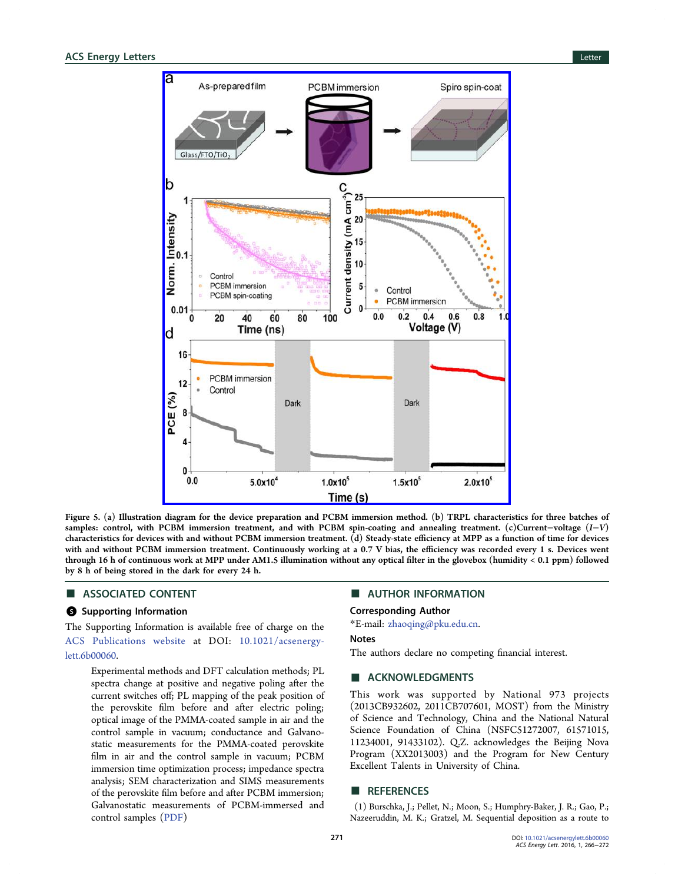Figure 5. (a) Illustration diagram for the device preparation and PCBM immersion method. (b) TRPL characteristics for three batches of samples: control, with PCBM immersion treatment, and with PCBM spin-coating and annealing treatment. (c)Current−voltage ($I-V$) characteristics for devices with and without PCBM immersion treatment. (d) Steady-state efficiency at MPP as a function of time for devices with and without PCBM immersion treatment. Continuously working at a 0.7 V bias, the efficiency was recorded every 1 s. Devices went through 16 h of continuous work at MPP under AM1.5 illumination without any optical filter in the glovebox (humidity < 0.1 ppm) followed by 8 h of being stored in the dark for every 24 h.

## ■ ASSOCIATED CONTENT

### Supporting Information

The Supporting Information is available free of charge on the ACS Publications website at DOI: 10.1021/acsenergylett.6b00060.

> Experimental methods and DFT calculation methods; PL spectra change at positive and negative poling after the current switches off; PL mapping of the peak position of the perovskite film before and after electric poling; optical image of the PMMA-coated sample in air and the control sample in vacuum; conductance and Galvanostatic measurements for the PMMA-coated perovskite film in air and the control sample in vacuum; PCBM immersion time optimization process; impedance spectra analysis; SEM characterization and SIMS measurements of the perovskite film before and after PCBM immersion; Galvanostatic measurements of PCBM-immersed and control samples (PDF)

## ■ AUTHOR INFORMATION

### Corresponding Author

*E-mail: zhaoqing@pku.edu.cn.

### Notes

The authors declare no competing financial interest.

## ■ ACKNOWLEDGMENTS

This work was supported by National 973 projects (2013CB932602, 2011CB707601, MOST) from the Ministry of Science and Technology, China and the National Natural Science Foundation of China (NSFC51272007, 61571015, 11234001, 91433102). Q.Z. acknowledges the Beijing Nova Program (XX2013003) and the Program for New Century Excellent Talents in University of China.

## ■ REFERENCES

(1) Burschka, J.; Pellet, N.; Moon, S.; Humphry-Baker, J. R.; Gao, P.; Nazeeruddin, M. K.; Gratzel, M. Sequential deposition as a route to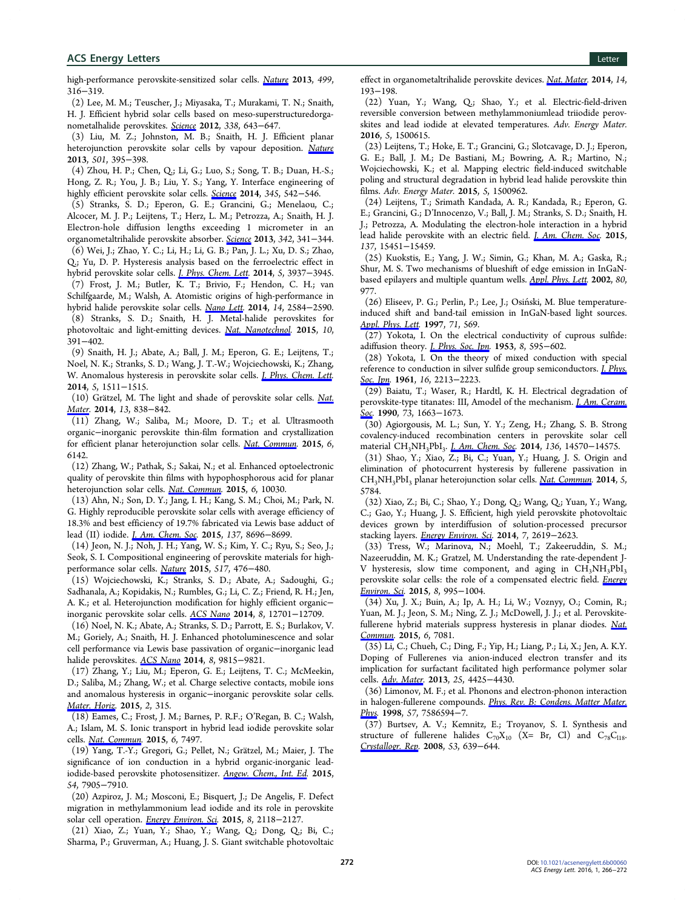high-performance perovskite-sensitized solar cells. *Nature* **2013**, *499*, 316−319.

(2) Lee, M. M.; Teuscher, J.; Miyasaka, T.; Murakami, T. N.; Snaith, H. J. Efficient hybrid solar cells based on meso-superstructuredorganometalhalide perovskites. *Science* **2012**, *338*, 643−647.

(3) Liu, M. Z.; Johnston, M. B.; Snaith, H. J. Efficient planar heterojunction perovskite solar cells by vapour deposition. *Nature* **2013**, *501*, 395−398.

(4) Zhou, H. P.; Chen, Q.; Li, G.; Luo, S.; Song, T. B.; Duan, H.-S.; Hong, Z. R.; You, J. B.; Liu, Y. S.; Yang, Y. Interface engineering of highly efficient perovskite solar cells. *Science* **2014**, *345*, 542−546.

(5) Stranks, S. D.; Eperon, G. E.; Grancini, G.; Menelaou, C.; Alcocer, M. J. P.; Leijtens, T.; Herz, L. M.; Petrozza, A.; Snaith, H. J. Electron-hole diffusion lengths exceeding 1 micrometer in an organometaltrihalide perovskite absorber. *Science* **2013**, *342*, 341−344.

(6) Wei, J.; Zhao, Y. C.; Li, H.; Li, G. B.; Pan, J. L.; Xu, D. S.; Zhao, Q.; Yu, D. P. Hysteresis analysis based on the ferroelectric effect in hybrid perovskite solar cells. *J. Phys. Chem. Lett.* **2014**, *5*, 3937−3945.

(7) Frost, J. M.; Butler, K. T.; Brivio, F.; Hendon, C. H.; van Schilfgaarde, M.; Walsh, A. Atomistic origins of high-performance in hybrid halide perovskite solar cells. *Nano Lett.* **2014**, *14*, 2584−2590.

(8) Stranks, S. D.; Snaith, H. J. Metal-halide perovskites for photovoltaic and light-emitting devices. *Nat. Nanotechnol.* **2015**, *10*, 391−402.

(9) Snaith, H. J.; Abate, A.; Ball, J. M.; Eperon, G. E.; Leijtens, T.; Noel, N. K.; Stranks, S. D.; Wang, J. T.-W.; Wojciechowski, K.; Zhang, W. Anomalous hysteresis in perovskite solar cells. *J. Phys. Chem. Lett.* **2014**, *5*, 1511−1515.

(10) Grätzel, M. The light and shade of perovskite solar cells. *Nat. Mater.* **2014**, *13*, 838−842.

(11) Zhang, W.; Saliba, M.; Moore, D. T.; et al. Ultrasmooth organic−inorganic perovskite thin-film formation and crystallization for efficient planar heterojunction solar cells. *Nat. Commun.* **2015**, *6*, 6142.

(12) Zhang, W.; Pathak, S.; Sakai, N.; et al. Enhanced optoelectronic quality of perovskite thin films with hypophosphorous acid for planar heterojunction solar cells. *Nat. Commun.* **2015**, *6*, 10030.

(13) Ahn, N.; Son, D. Y.; Jang, I. H.; Kang, S. M.; Choi, M.; Park, N. G. Highly reproducible perovskite solar cells with average efficiency of 18.3% and best efficiency of 19.7% fabricated via Lewis base adduct of lead (II) iodide. *J. Am. Chem. Soc.* **2015**, *137*, 8696−8699.

(14) Jeon, N. J.; Noh, J. H.; Yang, W. S.; Kim, Y. C.; Ryu, S.; Seo, J.; Seok, S. I. Compositional engineering of perovskite materials for high-performance solar cells. *Nature* **2015**, *517*, 476−480.

(15) Wojciechowski, K.; Stranks, S. D.; Abate, A.; Sadoughi, G.; Sadhanala, A.; Kopidakis, N.; Rumbles, G.; Li, C. Z.; Friend, R. H.; Jen, A. K.; et al. Heterojunction modification for highly efficient organic−inorganic perovskite solar cells. *ACS Nano* **2014**, *8*, 12701−12709.

(16) Noel, N. K.; Abate, A.; Stranks, S. D.; Parrott, E. S.; Burlakov, V. M.; Goriely, A.; Snaith, H. J. Enhanced photoluminescence and solar cell performance via Lewis base passivation of organic−inorganic lead halide perovskites. *ACS Nano* **2014**, *8*, 9815−9821.

(17) Zhang, Y.; Liu, M.; Eperon, G. E.; Leijtens, T. C.; McMeekin, D.; Saliba, M.; Zhang, W.; et al. Charge selective contacts, mobile ions and anomalous hysteresis in organic−inorganic perovskite solar cells. *Mater. Horiz.* **2015**, *2*, 315.

(18) Eames, C.; Frost, J. M.; Barnes, P. R.F.; O'Regan, B. C.; Walsh, A.; Islam, M. S. Ionic transport in hybrid lead iodide perovskite solar cells. *Nat. Commun.* **2015**, *6*, 7497.

(19) Yang, T.-Y.; Gregori, G.; Pellet, N.; Grätzel, M.; Maier, J. The significance of ion conduction in a hybrid organic-inorganic lead-iodide-based perovskite photosensitizer. *Angew. Chem., Int. Ed.* **2015**, *54*, 7905−7910.

(20) Azpiroz, J. M.; Mosconi, E.; Bisquert, J.; De Angelis, F. Defect migration in methylammonium lead iodide and its role in perovskite solar cell operation. *Energy Environ. Sci.* **2015**, *8*, 2118−2127.

(21) Xiao, Z.; Yuan, Y.; Shao, Y.; Wang, Q.; Dong, Q.; Bi, C.; Sharma, P.; Gruverman, A.; Huang, J. S. Giant switchable photovoltaic effect in organometaltrihalide perovskite devices. *Nat. Mater.* **2014**, *14*, 193−198.

(22) Yuan, Y.; Wang, Q.; Shao, Y.; et al. Electric-field-driven reversible conversion between methylammoniumlead triiodide perovskites and lead iodide at elevated temperatures. *Adv. Energy Mater.* **2016**, *5*, 1500615.

(23) Leijtens, T.; Hoke, E. T.; Grancini, G.; Slotcavage, D. J.; Eperon, G. E.; Ball, J. M.; De Bastiani, M.; Bowring, A. R.; Martino, N.; Wojciechowski, K.; et al. Mapping electric field-induced switchable poling and structural degradation in hybrid lead halide perovskite thin films. *Adv. Energy Mater.* **2015**, *5*, 1500962.

(24) Leijtens, T.; Srimath Kandada, A. R.; Kandada, R.; Eperon, G. E.; Grancini, G.; D'Innocenzo, V.; Ball, J. M.; Stranks, S. D.; Snaith, H. J.; Petrozza, A. Modulating the electron-hole interaction in a hybrid lead halide perovskite with an electric field. *J. Am. Chem. Soc.* **2015**, *137*, 15451−15459.

(25) Kuokstis, E.; Yang, J. W.; Simin, G.; Khan, M. A.; Gaska, R.; Shur, M. S. Two mechanisms of blueshift of edge emission in InGaN-based epilayers and multiple quantum wells. *Appl. Phys. Lett.* **2002**, *80*, 977.

(26) Eliseev, P. G.; Perlin, P.; Lee, J.; Osiński, M. Blue temperature-induced shift and band-tail emission in InGaN-based light sources. *Appl. Phys. Lett.* **1997**, *71*, 569.

(27) Yokota, I. On the electrical conductivity of cuprous sulfide: adiffusion theory. *J. Phys. Soc. Jpn.* **1953**, *8*, 595−602.

(28) Yokota, I. On the theory of mixed conduction with special reference to conduction in silver sulfide group semiconductors. *J. Phys. Soc. Jpn.* **1961**, *16*, 2213−2223.

(29) Baiatu, T.; Waser, R.; Hardtl, K. H. Electrical degradation of perovskite-type titanates: III, Amodel of the mechanism. *J. Am. Ceram. Soc.* **1990**, *73*, 1663−1673.

(30) Agiorgousis, M. L.; Sun, Y. Y.; Zeng, H.; Zhang, S. B. Strong covalency-induced recombination centers in perovskite solar cell material $CH_3NH_3PbI_3$. *J. Am. Chem. Soc.* **2014**, *136*, 14570−14575.

(31) Shao, Y.; Xiao, Z.; Bi, C.; Yuan, Y.; Huang, J. S. Origin and elimination of photocurrent hysteresis by fullerene passivation in $CH_3NH_3PbI_3$ planar heterojunction solar cells. *Nat. Commun.* **2014**, *5*, 5784.

(32) Xiao, Z.; Bi, C.; Shao, Y.; Dong, Q.; Wang, Q.; Yuan, Y.; Wang, C.; Gao, Y.; Huang, J. S. Efficient, high yield perovskite photovoltaic devices grown by interdiffusion of solution-processed precursor stacking layers. *Energy Environ. Sci.* **2014**, *7*, 2619−2623.

(33) Tress, W.; Marinova, N.; Moehl, T.; Zakeeruddin, S. M.; Nazeeruddin, M. K.; Gratzel, M. Understanding the rate-dependent J-V hysteresis, slow time component, and aging in $CH_3NH_3PbI_3$ perovskite solar cells: the role of a compensated electric field. *Energy Environ. Sci.* **2015**, *8*, 995−1004.

(34) Xu, J. X.; Buin, A.; Ip, A. H.; Li, W.; Voznyy, O.; Comin, R.; Yuan, M. J.; Jeon, S. M.; Ning, Z. J.; McDowell, J. J.; et al. Perovskite-fullerene hybrid materials suppress hysteresis in planar diodes. *Nat. Commun.* **2015**, *6*, 7081.

(35) Li, C.; Chueh, C.; Ding, F.; Yip, H.; Liang, P.; Li, X.; Jen, A. K.Y. Doping of Fullerenes via anion-induced electron transfer and its implication for surfactant facilitated high performance polymer solar cells. *Adv. Mater.* **2013**, *25*, 4425−4430.

(36) Limonov, M. F.; et al. Phonons and electron-phonon interaction in halogen-fullerene compounds. *Phys. Rev. B: Condens. Matter Mater. Phys.* **1998**, *57*, 7586594−7.

(37) Burtsev, A. V.; Kemnitz, E.; Troyanov, S. I. Synthesis and structure of fullerene halides $C_{70}X_{10}$ (X= Br, Cl) and $C_{78}Cl_{18}$. *Crystallogr. Rep.* **2008**, *53*, 639−644.